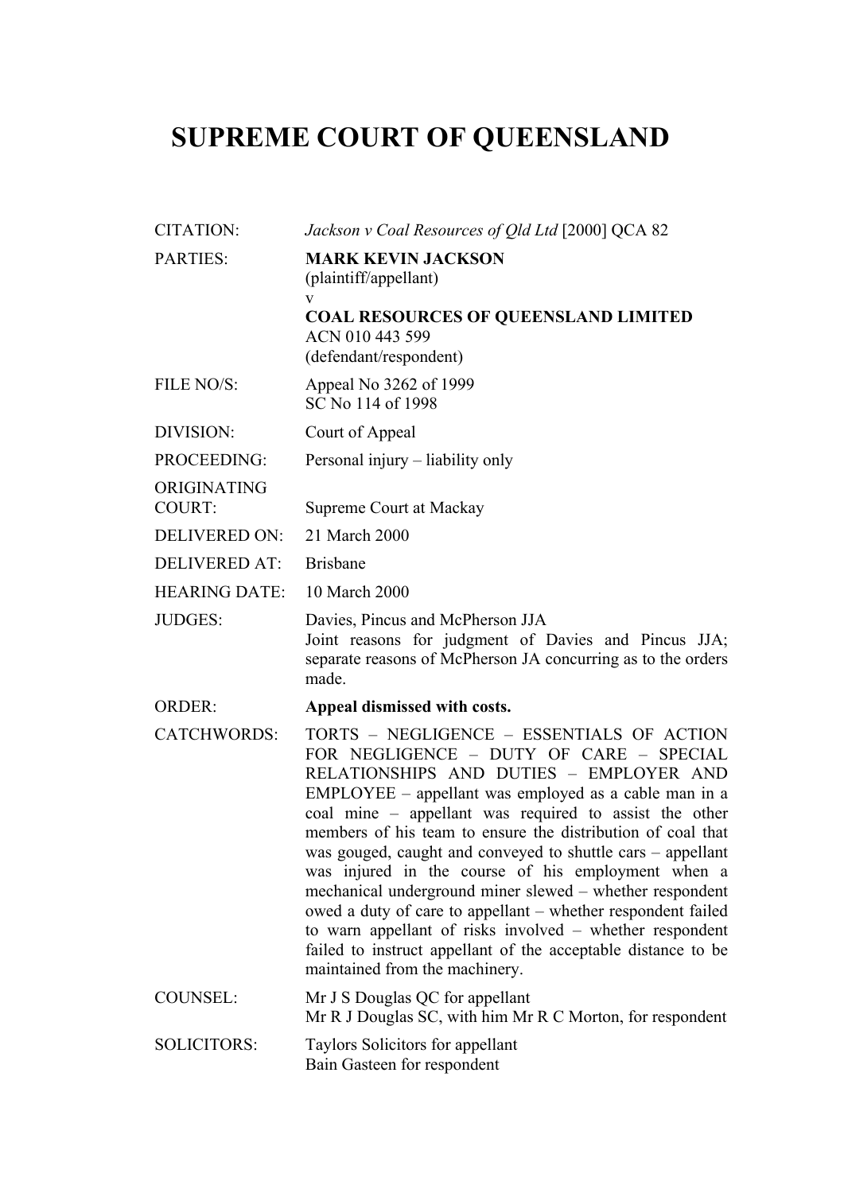# SUPREME COURT OF QUEENSLAND

| | |
|---|---|
| CITATION: | *Jackson v Coal Resources of Qld Ltd* [2000] QCA 82 |
| PARTIES: | **MARK KEVIN JACKSON**<br>(plaintiff/appellant)<br>v<br>**COAL RESOURCES OF QUEENSLAND LIMITED**<br>ACN 010 443 599<br>(defendant/respondent) |
| FILE NO/S: | Appeal No 3262 of 1999<br>SC No 114 of 1998 |
| DIVISION: | Court of Appeal |
| PROCEEDING: | Personal injury – liability only |
| ORIGINATING COURT: | Supreme Court at Mackay |
| DELIVERED ON: | 21 March 2000 |
| DELIVERED AT: | Brisbane |
| HEARING DATE: | 10 March 2000 |
| JUDGES: | Davies, Pincus and McPherson JJA<br>Joint reasons for judgment of Davies and Pincus JJA; separate reasons of McPherson JA concurring as to the orders made. |
| ORDER: | **Appeal dismissed with costs.** |
| CATCHWORDS: | TORTS – NEGLIGENCE – ESSENTIALS OF ACTION FOR NEGLIGENCE – DUTY OF CARE – SPECIAL RELATIONSHIPS AND DUTIES – EMPLOYER AND EMPLOYEE – appellant was employed as a cable man in a coal mine – appellant was required to assist the other members of his team to ensure the distribution of coal that was gouged, caught and conveyed to shuttle cars – appellant was injured in the course of his employment when a mechanical underground miner slewed – whether respondent owed a duty of care to appellant – whether respondent failed to warn appellant of risks involved – whether respondent failed to instruct appellant of the acceptable distance to be maintained from the machinery. |
| COUNSEL: | Mr J S Douglas QC for appellant<br>Mr R J Douglas SC, with him Mr R C Morton, for respondent |
| SOLICITORS: | Taylors Solicitors for appellant<br>Bain Gasteen for respondent |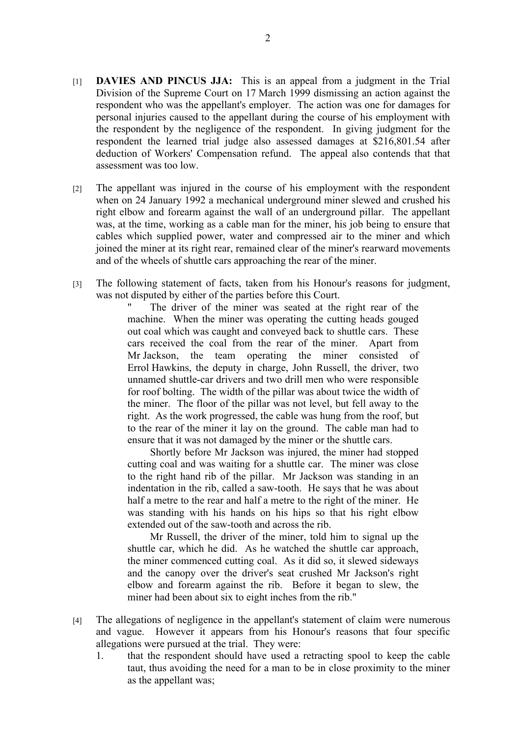[1] **DAVIES AND PINCUS JJA:** This is an appeal from a judgment in the Trial Division of the Supreme Court on 17 March 1999 dismissing an action against the respondent who was the appellant's employer. The action was one for damages for personal injuries caused to the appellant during the course of his employment with the respondent by the negligence of the respondent. In giving judgment for the respondent the learned trial judge also assessed damages at $216,801.54 after deduction of Workers' Compensation refund. The appeal also contends that that assessment was too low.

[2] The appellant was injured in the course of his employment with the respondent when on 24 January 1992 a mechanical underground miner slewed and crushed his right elbow and forearm against the wall of an underground pillar. The appellant was, at the time, working as a cable man for the miner, his job being to ensure that cables which supplied power, water and compressed air to the miner and which joined the miner at its right rear, remained clear of the miner's rearward movements and of the wheels of shuttle cars approaching the rear of the miner.

[3] The following statement of facts, taken from his Honour's reasons for judgment, was not disputed by either of the parties before this Court.

> " The driver of the miner was seated at the right rear of the machine. When the miner was operating the cutting heads gouged out coal which was caught and conveyed back to shuttle cars. These cars received the coal from the rear of the miner. Apart from Mr Jackson, the team operating the miner consisted of Errol Hawkins, the deputy in charge, John Russell, the driver, two unnamed shuttle-car drivers and two drill men who were responsible for roof bolting. The width of the pillar was about twice the width of the miner. The floor of the pillar was not level, but fell away to the right. As the work progressed, the cable was hung from the roof, but to the rear of the miner it lay on the ground. The cable man had to ensure that it was not damaged by the miner or the shuttle cars.
>
> Shortly before Mr Jackson was injured, the miner had stopped cutting coal and was waiting for a shuttle car. The miner was close to the right hand rib of the pillar. Mr Jackson was standing in an indentation in the rib, called a saw-tooth. He says that he was about half a metre to the rear and half a metre to the right of the miner. He was standing with his hands on his hips so that his right elbow extended out of the saw-tooth and across the rib.
>
> Mr Russell, the driver of the miner, told him to signal up the shuttle car, which he did. As he watched the shuttle car approach, the miner commenced cutting coal. As it did so, it slewed sideways and the canopy over the driver's seat crushed Mr Jackson's right elbow and forearm against the rib. Before it began to slew, the miner had been about six to eight inches from the rib."

[4] The allegations of negligence in the appellant's statement of claim were numerous and vague. However it appears from his Honour's reasons that four specific allegations were pursued at the trial. They were:

1. that the respondent should have used a retracting spool to keep the cable taut, thus avoiding the need for a man to be in close proximity to the miner as the appellant was;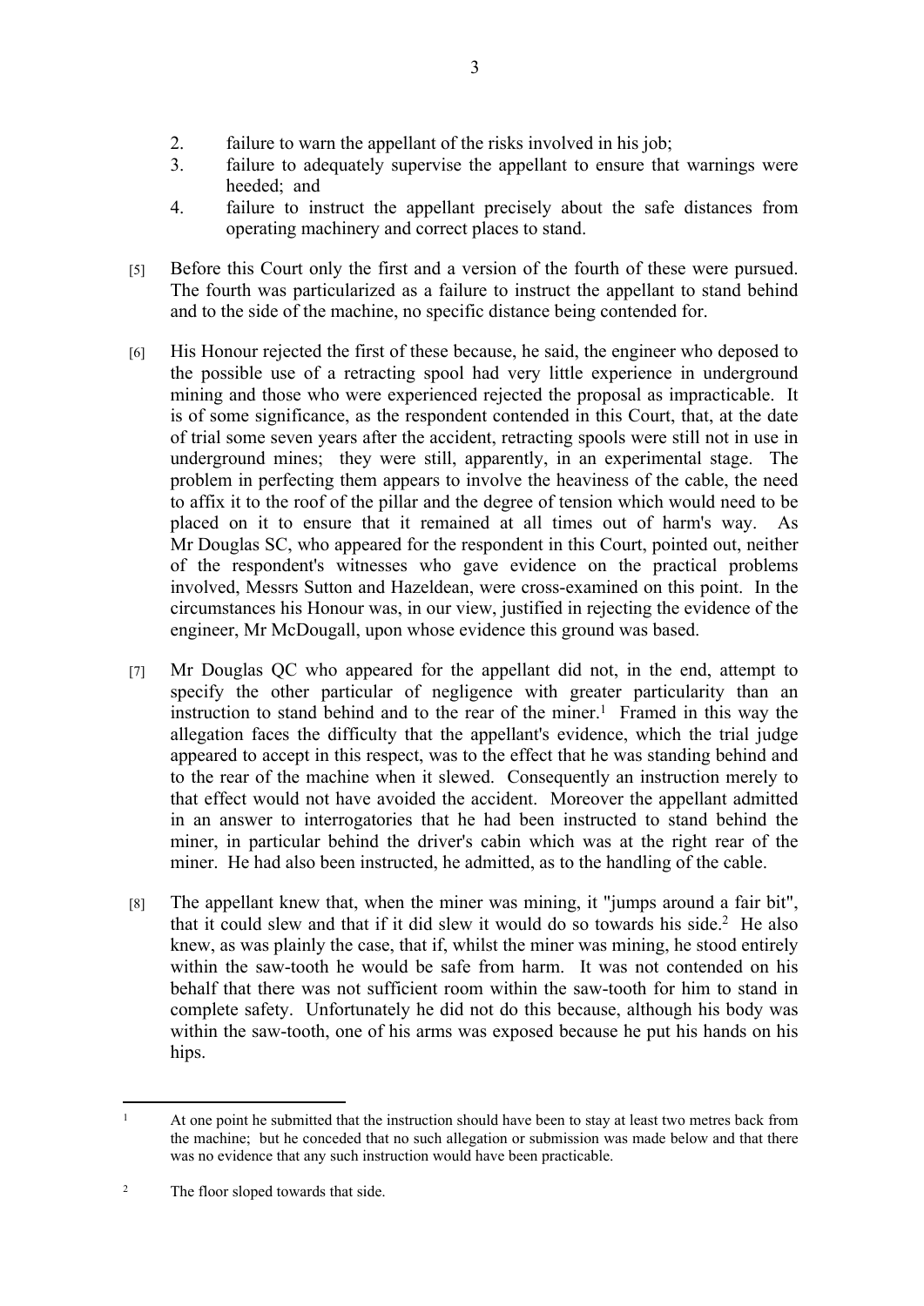2. failure to warn the appellant of the risks involved in his job;
3. failure to adequately supervise the appellant to ensure that warnings were heeded; and
4. failure to instruct the appellant precisely about the safe distances from operating machinery and correct places to stand.

[5] Before this Court only the first and a version of the fourth of these were pursued. The fourth was particularized as a failure to instruct the appellant to stand behind and to the side of the machine, no specific distance being contended for.

[6] His Honour rejected the first of these because, he said, the engineer who deposed to the possible use of a retracting spool had very little experience in underground mining and those who were experienced rejected the proposal as impracticable. It is of some significance, as the respondent contended in this Court, that, at the date of trial some seven years after the accident, retracting spools were still not in use in underground mines; they were still, apparently, in an experimental stage. The problem in perfecting them appears to involve the heaviness of the cable, the need to affix it to the roof of the pillar and the degree of tension which would need to be placed on it to ensure that it remained at all times out of harm's way. As Mr Douglas SC, who appeared for the respondent in this Court, pointed out, neither of the respondent's witnesses who gave evidence on the practical problems involved, Messrs Sutton and Hazeldean, were cross-examined on this point. In the circumstances his Honour was, in our view, justified in rejecting the evidence of the engineer, Mr McDougall, upon whose evidence this ground was based.

[7] Mr Douglas QC who appeared for the appellant did not, in the end, attempt to specify the other particular of negligence with greater particularity than an instruction to stand behind and to the rear of the miner.[1] Framed in this way the allegation faces the difficulty that the appellant's evidence, which the trial judge appeared to accept in this respect, was to the effect that he was standing behind and to the rear of the machine when it slewed. Consequently an instruction merely to that effect would not have avoided the accident. Moreover the appellant admitted in an answer to interrogatories that he had been instructed to stand behind the miner, in particular behind the driver's cabin which was at the right rear of the miner. He had also been instructed, he admitted, as to the handling of the cable.

[8] The appellant knew that, when the miner was mining, it "jumps around a fair bit", that it could slew and that if it did slew it would do so towards his side.[2] He also knew, as was plainly the case, that if, whilst the miner was mining, he stood entirely within the saw-tooth he would be safe from harm. It was not contended on his behalf that there was not sufficient room within the saw-tooth for him to stand in complete safety. Unfortunately he did not do this because, although his body was within the saw-tooth, one of his arms was exposed because he put his hands on his hips.

---

[1] At one point he submitted that the instruction should have been to stay at least two metres back from the machine; but he conceded that no such allegation or submission was made below and that there was no evidence that any such instruction would have been practicable.

[2] The floor sloped towards that side.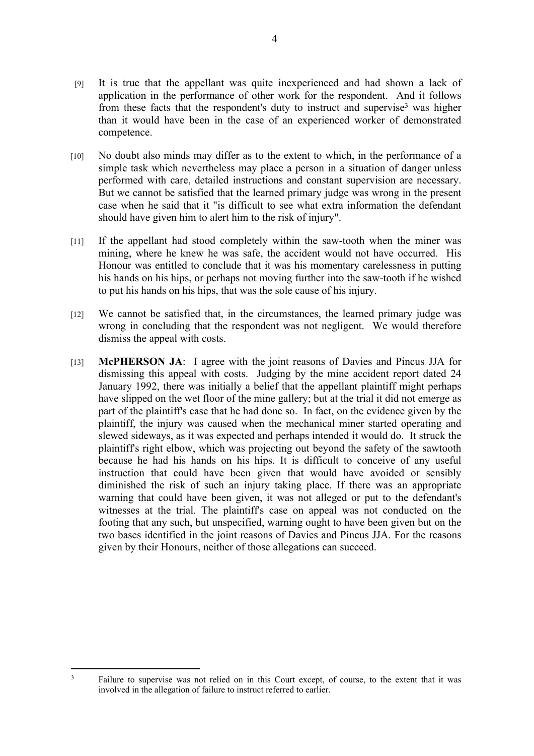[9] It is true that the appellant was quite inexperienced and had shown a lack of application in the performance of other work for the respondent. And it follows from these facts that the respondent's duty to instruct and supervise[3] was higher than it would have been in the case of an experienced worker of demonstrated competence.

[10] No doubt also minds may differ as to the extent to which, in the performance of a simple task which nevertheless may place a person in a situation of danger unless performed with care, detailed instructions and constant supervision are necessary. But we cannot be satisfied that the learned primary judge was wrong in the present case when he said that it "is difficult to see what extra information the defendant should have given him to alert him to the risk of injury".

[11] If the appellant had stood completely within the saw-tooth when the miner was mining, where he knew he was safe, the accident would not have occurred. His Honour was entitled to conclude that it was his momentary carelessness in putting his hands on his hips, or perhaps not moving further into the saw-tooth if he wished to put his hands on his hips, that was the sole cause of his injury.

[12] We cannot be satisfied that, in the circumstances, the learned primary judge was wrong in concluding that the respondent was not negligent. We would therefore dismiss the appeal with costs.

[13] **McPHERSON JA**: I agree with the joint reasons of Davies and Pincus JJA for dismissing this appeal with costs. Judging by the mine accident report dated 24 January 1992, there was initially a belief that the appellant plaintiff might perhaps have slipped on the wet floor of the mine gallery; but at the trial it did not emerge as part of the plaintiff's case that he had done so. In fact, on the evidence given by the plaintiff, the injury was caused when the mechanical miner started operating and slewed sideways, as it was expected and perhaps intended it would do. It struck the plaintiff's right elbow, which was projecting out beyond the safety of the sawtooth because he had his hands on his hips. It is difficult to conceive of any useful instruction that could have been given that would have avoided or sensibly diminished the risk of such an injury taking place. If there was an appropriate warning that could have been given, it was not alleged or put to the defendant's witnesses at the trial. The plaintiff's case on appeal was not conducted on the footing that any such, but unspecified, warning ought to have been given but on the two bases identified in the joint reasons of Davies and Pincus JJA. For the reasons given by their Honours, neither of those allegations can succeed.

---

[3] Failure to supervise was not relied on in this Court except, of course, to the extent that it was involved in the allegation of failure to instruct referred to earlier.